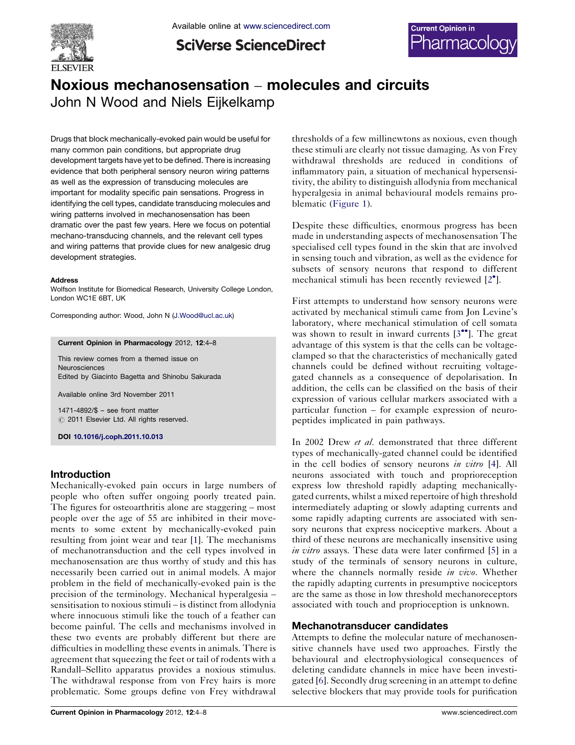# Noxious mechanosensation – molecules and circuits

John N Wood and Niels Eijkelkamp

Drugs that block mechanically-evoked pain would be useful for many common pain conditions, but appropriate drug development targets have yet to be defined. There is increasing evidence that both peripheral sensory neuron wiring patterns as well as the expression of transducing molecules are important for modality specific pain sensations. Progress in identifying the cell types, candidate transducing molecules and wiring patterns involved in mechanosensation has been dramatic over the past few years. Here we focus on potential mechano-transducing channels, and the relevant cell types and wiring patterns that provide clues for new analgesic drug development strategies.

**Address**
Wolfson Institute for Biomedical Research, University College London, London WC1E 6BT, UK

Corresponding author: Wood, John N (J.Wood@ucl.ac.uk)

**Current Opinion in Pharmacology** 2012, **12**:4–8

This review comes from a themed issue on Neurosciences
Edited by Giacinto Bagetta and Shinobu Sakurada

Available online 3rd November 2011

1471-4892/$ – see front matter
© 2011 Elsevier Ltd. All rights reserved.

**DOI** 10.1016/j.coph.2011.10.013

## Introduction

Mechanically-evoked pain occurs in large numbers of people who often suffer ongoing poorly treated pain. The figures for osteoarthritis alone are staggering – most people over the age of 55 are inhibited in their movements to some extent by mechanically-evoked pain resulting from joint wear and tear [1]. The mechanisms of mechanotransduction and the cell types involved in mechanosensation are thus worthy of study and this has necessarily been carried out in animal models. A major problem in the field of mechanically-evoked pain is the precision of the terminology. Mechanical hyperalgesia – sensitisation to noxious stimuli – is distinct from allodynia where innocuous stimuli like the touch of a feather can become painful. The cells and mechanisms involved in these two events are probably different but there are difficulties in modelling these events in animals. There is agreement that squeezing the feet or tail of rodents with a Randall–Sellito apparatus provides a noxious stimulus. The withdrawal response from von Frey hairs is more problematic. Some groups define von Frey withdrawal thresholds of a few millinewtons as noxious, even though these stimuli are clearly not tissue damaging. As von Frey withdrawal thresholds are reduced in conditions of inflammatory pain, a situation of mechanical hypersensitivity, the ability to distinguish allodynia from mechanical hyperalgesia in animal behavioural models remains problematic (Figure 1).

Despite these difficulties, enormous progress has been made in understanding aspects of mechanosensation The specialised cell types found in the skin that are involved in sensing touch and vibration, as well as the evidence for subsets of sensory neurons that respond to different mechanical stimuli has been recently reviewed [2•].

First attempts to understand how sensory neurons were activated by mechanical stimuli came from Jon Levine's laboratory, where mechanical stimulation of cell somata was shown to result in inward currents [3••]. The great advantage of this system is that the cells can be voltage-clamped so that the characteristics of mechanically gated channels could be defined without recruiting voltage-gated channels as a consequence of depolarisation. In addition, the cells can be classified on the basis of their expression of various cellular markers associated with a particular function – for example expression of neuropeptides implicated in pain pathways.

In 2002 Drew *et al.* demonstrated that three different types of mechanically-gated channel could be identified in the cell bodies of sensory neurons *in vitro* [4]. All neurons associated with touch and proprioreception express low threshold rapidly adapting mechanically-gated currents, whilst a mixed repertoire of high threshold intermediately adapting or slowly adapting currents and some rapidly adapting currents are associated with sensory neurons that express nociceptive markers. About a third of these neurons are mechanically insensitive using *in vitro* assays. These data were later confirmed [5] in a study of the terminals of sensory neurons in culture, where the channels normally reside *in vivo*. Whether the rapidly adapting currents in presumptive nociceptors are the same as those in low threshold mechanoreceptors associated with touch and proprioception is unknown.

## Mechanotransducer candidates

Attempts to define the molecular nature of mechanosensitive channels have used two approaches. Firstly the behavioural and electrophysiological consequences of deleting candidate channels in mice have been investigated [6]. Secondly drug screening in an attempt to define selective blockers that may provide tools for purification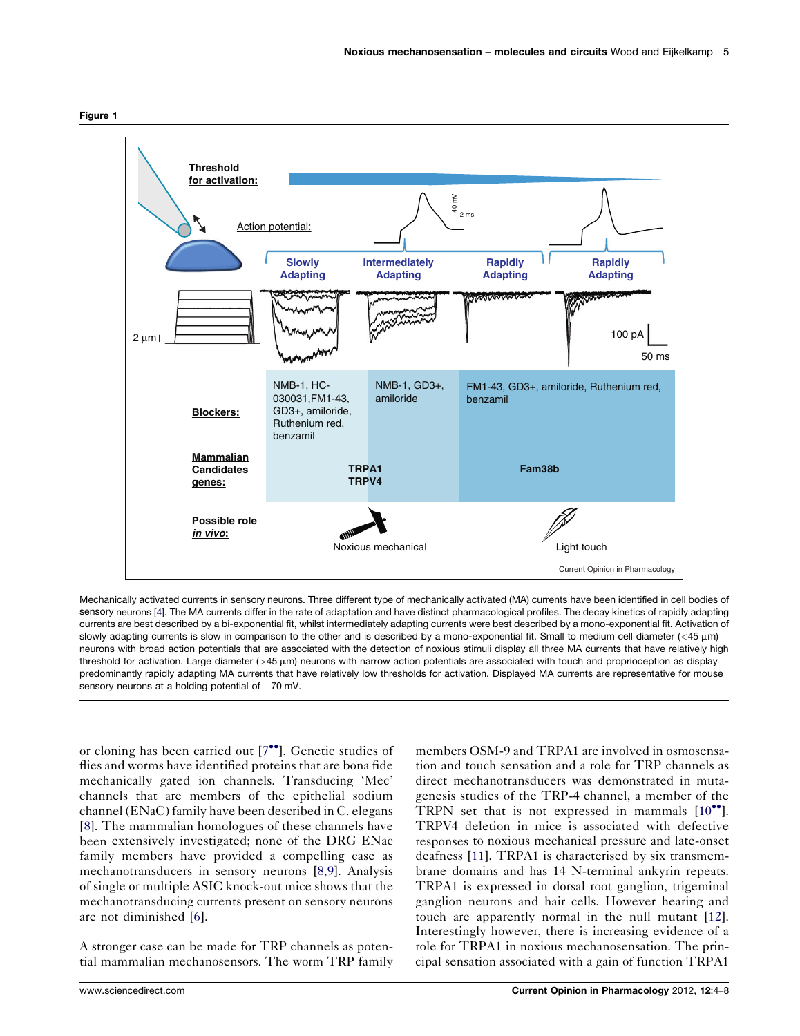Figure 1

Mechanically activated currents in sensory neurons. Three different type of mechanically activated (MA) currents have been identified in cell bodies of sensory neurons [4]. The MA currents differ in the rate of adaptation and have distinct pharmacological profiles. The decay kinetics of rapidly adapting currents are best described by a bi-exponential fit, whilst intermediately adapting currents were best described by a mono-exponential fit. Activation of slowly adapting currents is slow in comparison to the other and is described by a mono-exponential fit. Small to medium cell diameter (<45 μm) neurons with broad action potentials that are associated with the detection of noxious stimuli display all three MA currents that have relatively high threshold for activation. Large diameter (>45 μm) neurons with narrow action potentials are associated with touch and proprioception as display predominantly rapidly adapting MA currents that have relatively low thresholds for activation. Displayed MA currents are representative for mouse sensory neurons at a holding potential of −70 mV.

or cloning has been carried out [7••]. Genetic studies of flies and worms have identified proteins that are bona fide mechanically gated ion channels. Transducing 'Mec' channels that are members of the epithelial sodium channel (ENaC) family have been described in C. elegans [8]. The mammalian homologues of these channels have been extensively investigated; none of the DRG ENac family members have provided a compelling case as mechanotransducers in sensory neurons [8,9]. Analysis of single or multiple ASIC knock-out mice shows that the mechanotransducing currents present on sensory neurons are not diminished [6].

A stronger case can be made for TRP channels as potential mammalian mechanosensors. The worm TRP family members OSM-9 and TRPA1 are involved in osmosensation and touch sensation and a role for TRP channels as direct mechanotransducers was demonstrated in mutagenesis studies of the TRP-4 channel, a member of the TRPN set that is not expressed in mammals [10••]. TRPV4 deletion in mice is associated with defective responses to noxious mechanical pressure and late-onset deafness [11]. TRPA1 is characterised by six transmembrane domains and has 14 N-terminal ankyrin repeats. TRPA1 is expressed in dorsal root ganglion, trigeminal ganglion neurons and hair cells. However hearing and touch are apparently normal in the null mutant [12]. Interestingly however, there is increasing evidence of a role for TRPA1 in noxious mechanosensation. The principal sensation associated with a gain of function TRPA1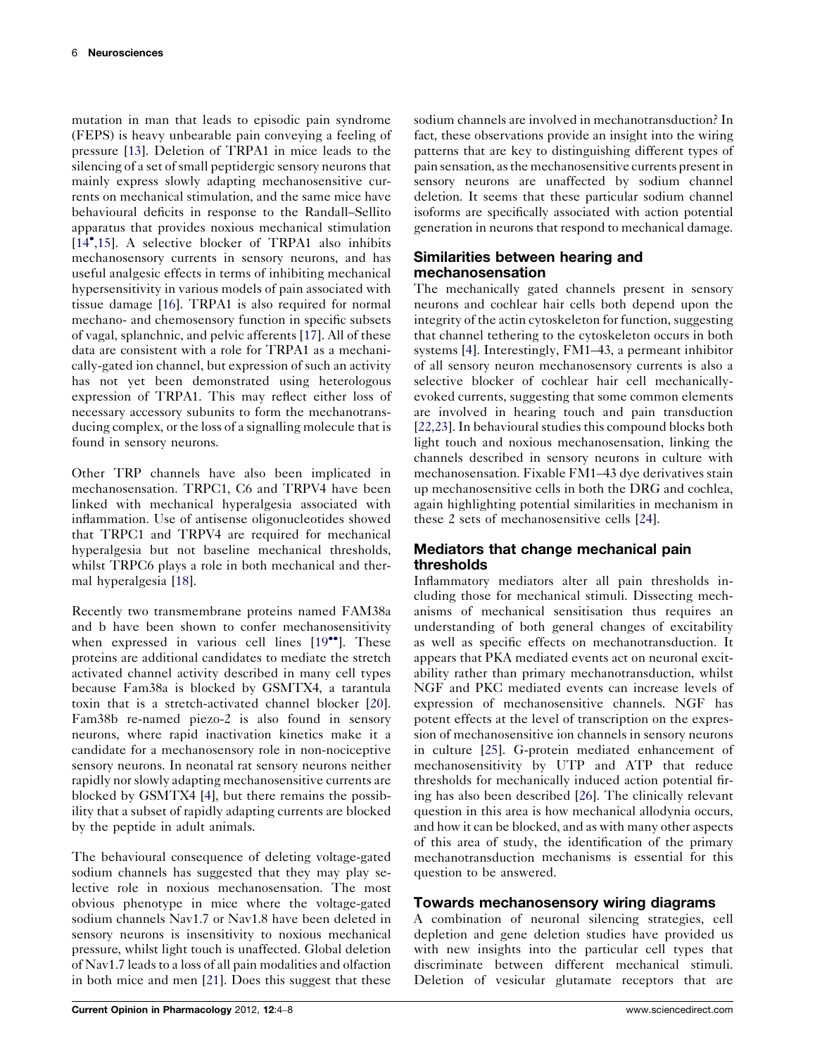mutation in man that leads to episodic pain syndrome (FEPS) is heavy unbearable pain conveying a feeling of pressure [13]. Deletion of TRPA1 in mice leads to the silencing of a set of small peptidergic sensory neurons that mainly express slowly adapting mechanosensitive currents on mechanical stimulation, and the same mice have behavioural deficits in response to the Randall–Sellito apparatus that provides noxious mechanical stimulation [14•,15]. A selective blocker of TRPA1 also inhibits mechanosensory currents in sensory neurons, and has useful analgesic effects in terms of inhibiting mechanical hypersensitivity in various models of pain associated with tissue damage [16]. TRPA1 is also required for normal mechano- and chemosensory function in specific subsets of vagal, splanchnic, and pelvic afferents [17]. All of these data are consistent with a role for TRPA1 as a mechanically-gated ion channel, but expression of such an activity has not yet been demonstrated using heterologous expression of TRPA1. This may reflect either loss of necessary accessory subunits to form the mechanotransducing complex, or the loss of a signalling molecule that is found in sensory neurons.

Other TRP channels have also been implicated in mechanosensation. TRPC1, C6 and TRPV4 have been linked with mechanical hyperalgesia associated with inflammation. Use of antisense oligonucleotides showed that TRPC1 and TRPV4 are required for mechanical hyperalgesia but not baseline mechanical thresholds, whilst TRPC6 plays a role in both mechanical and thermal hyperalgesia [18].

Recently two transmembrane proteins named FAM38a and b have been shown to confer mechanosensitivity when expressed in various cell lines [19••]. These proteins are additional candidates to mediate the stretch activated channel activity described in many cell types because Fam38a is blocked by GSMTX4, a tarantula toxin that is a stretch-activated channel blocker [20]. Fam38b re-named piezo-2 is also found in sensory neurons, where rapid inactivation kinetics make it a candidate for a mechanosensory role in non-nociceptive sensory neurons. In neonatal rat sensory neurons neither rapidly nor slowly adapting mechanosensitive currents are blocked by GSMTX4 [4], but there remains the possibility that a subset of rapidly adapting currents are blocked by the peptide in adult animals.

The behavioural consequence of deleting voltage-gated sodium channels has suggested that they may play selective role in noxious mechanosensation. The most obvious phenotype in mice where the voltage-gated sodium channels Nav1.7 or Nav1.8 have been deleted in sensory neurons is insensitivity to noxious mechanical pressure, whilst light touch is unaffected. Global deletion of Nav1.7 leads to a loss of all pain modalities and olfaction in both mice and men [21]. Does this suggest that these sodium channels are involved in mechanotransduction? In fact, these observations provide an insight into the wiring patterns that are key to distinguishing different types of pain sensation, as the mechanosensitive currents present in sensory neurons are unaffected by sodium channel deletion. It seems that these particular sodium channel isoforms are specifically associated with action potential generation in neurons that respond to mechanical damage.

## Similarities between hearing and mechanosensation

The mechanically gated channels present in sensory neurons and cochlear hair cells both depend upon the integrity of the actin cytoskeleton for function, suggesting that channel tethering to the cytoskeleton occurs in both systems [4]. Interestingly, FM1–43, a permeant inhibitor of all sensory neuron mechanosensory currents is also a selective blocker of cochlear hair cell mechanically-evoked currents, suggesting that some common elements are involved in hearing touch and pain transduction [22,23]. In behavioural studies this compound blocks both light touch and noxious mechanosensation, linking the channels described in sensory neurons in culture with mechanosensation. Fixable FM1–43 dye derivatives stain up mechanosensitive cells in both the DRG and cochlea, again highlighting potential similarities in mechanism in these 2 sets of mechanosensitive cells [24].

## Mediators that change mechanical pain thresholds

Inflammatory mediators alter all pain thresholds including those for mechanical stimuli. Dissecting mechanisms of mechanical sensitisation thus requires an understanding of both general changes of excitability as well as specific effects on mechanotransduction. It appears that PKA mediated events act on neuronal excitability rather than primary mechanotransduction, whilst NGF and PKC mediated events can increase levels of expression of mechanosensitive channels. NGF has potent effects at the level of transcription on the expression of mechanosensitive ion channels in sensory neurons in culture [25]. G-protein mediated enhancement of mechanosensitivity by UTP and ATP that reduce thresholds for mechanically induced action potential firing has also been described [26]. The clinically relevant question in this area is how mechanical allodynia occurs, and how it can be blocked, and as with many other aspects of this area of study, the identification of the primary mechanotransduction mechanisms is essential for this question to be answered.

## Towards mechanosensory wiring diagrams

A combination of neuronal silencing strategies, cell depletion and gene deletion studies have provided us with new insights into the particular cell types that discriminate between different mechanical stimuli. Deletion of vesicular glutamate receptors that are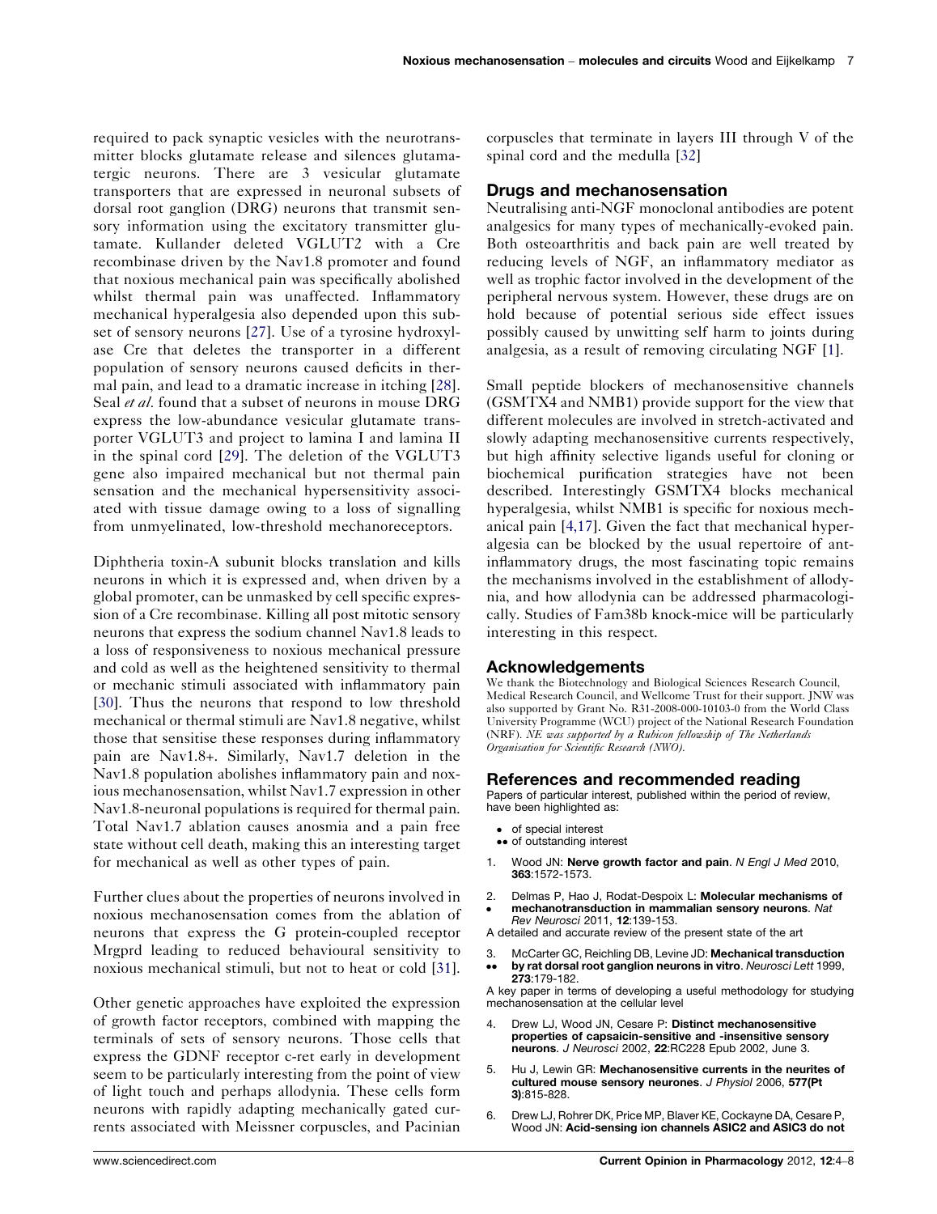required to pack synaptic vesicles with the neurotransmitter blocks glutamate release and silences glutamatergic neurons. There are 3 vesicular glutamate transporters that are expressed in neuronal subsets of dorsal root ganglion (DRG) neurons that transmit sensory information using the excitatory transmitter glutamate. Kullander deleted VGLUT2 with a Cre recombinase driven by the Nav1.8 promoter and found that noxious mechanical pain was specifically abolished whilst thermal pain was unaffected. Inflammatory mechanical hyperalgesia also depended upon this subset of sensory neurons [27]. Use of a tyrosine hydroxylase Cre that deletes the transporter in a different population of sensory neurons caused deficits in thermal pain, and lead to a dramatic increase in itching [28]. Seal *et al.* found that a subset of neurons in mouse DRG express the low-abundance vesicular glutamate transporter VGLUT3 and project to lamina I and lamina II in the spinal cord [29]. The deletion of the VGLUT3 gene also impaired mechanical but not thermal pain sensation and the mechanical hypersensitivity associated with tissue damage owing to a loss of signalling from unmyelinated, low-threshold mechanoreceptors.

Diphtheria toxin-A subunit blocks translation and kills neurons in which it is expressed and, when driven by a global promoter, can be unmasked by cell specific expression of a Cre recombinase. Killing all post mitotic sensory neurons that express the sodium channel Nav1.8 leads to a loss of responsiveness to noxious mechanical pressure and cold as well as the heightened sensitivity to thermal or mechanic stimuli associated with inflammatory pain [30]. Thus the neurons that respond to low threshold mechanical or thermal stimuli are Nav1.8 negative, whilst those that sensitise these responses during inflammatory pain are Nav1.8+. Similarly, Nav1.7 deletion in the Nav1.8 population abolishes inflammatory pain and noxious mechanosensation, whilst Nav1.7 expression in other Nav1.8-neuronal populations is required for thermal pain. Total Nav1.7 ablation causes anosmia and a pain free state without cell death, making this an interesting target for mechanical as well as other types of pain.

Further clues about the properties of neurons involved in noxious mechanosensation comes from the ablation of neurons that express the G protein-coupled receptor Mrgprd leading to reduced behavioural sensitivity to noxious mechanical stimuli, but not to heat or cold [31].

Other genetic approaches have exploited the expression of growth factor receptors, combined with mapping the terminals of sets of sensory neurons. Those cells that express the GDNF receptor c-ret early in development seem to be particularly interesting from the point of view of light touch and perhaps allodynia. These cells form neurons with rapidly adapting mechanically gated currents associated with Meissner corpuscles, and Pacinian corpuscles that terminate in layers III through V of the spinal cord and the medulla [32]

## Drugs and mechanosensation

Neutralising anti-NGF monoclonal antibodies are potent analgesics for many types of mechanically-evoked pain. Both osteoarthritis and back pain are well treated by reducing levels of NGF, an inflammatory mediator as well as trophic factor involved in the development of the peripheral nervous system. However, these drugs are on hold because of potential serious side effect issues possibly caused by unwitting self harm to joints during analgesia, as a result of removing circulating NGF [1].

Small peptide blockers of mechanosensitive channels (GSMTX4 and NMB1) provide support for the view that different molecules are involved in stretch-activated and slowly adapting mechanosensitive currents respectively, but high affinity selective ligands useful for cloning or biochemical purification strategies have not been described. Interestingly GSMTX4 blocks mechanical hyperalgesia, whilst NMB1 is specific for noxious mechanical pain [4,17]. Given the fact that mechanical hyperalgesia can be blocked by the usual repertoire of ant-inflammatory drugs, the most fascinating topic remains the mechanisms involved in the establishment of allodynia, and how allodynia can be addressed pharmacologically. Studies of Fam38b knock-mice will be particularly interesting in this respect.

## Acknowledgements

We thank the Biotechnology and Biological Sciences Research Council, Medical Research Council, and Wellcome Trust for their support. JNW was also supported by Grant No. R31-2008-000-10103-0 from the World Class University Programme (WCU) project of the National Research Foundation (NRF). *NE was supported by a Rubicon fellowship of The Netherlands Organisation for Scientific Research (NWO).*

## References and recommended reading

Papers of particular interest, published within the period of review, have been highlighted as:

- • of special interest
- •• of outstanding interest

1. Wood JN: **Nerve growth factor and pain**. *N Engl J Med* 2010, **363**:1572-1573.
2. • Delmas P, Hao J, Rodat-Despoix L: **Molecular mechanisms of mechanotransduction in mammalian sensory neurons**. *Nat Rev Neurosci* 2011, **12**:139-153.
   A detailed and accurate review of the present state of the art
3. •• McCarter GC, Reichling DB, Levine JD: **Mechanical transduction by rat dorsal root ganglion neurons in vitro**. *Neurosci Lett* 1999, **273**:179-182.
   A key paper in terms of developing a useful methodology for studying mechanosensation at the cellular level
4. Drew LJ, Wood JN, Cesare P: **Distinct mechanosensitive properties of capsaicin-sensitive and -insensitive sensory neurons**. *J Neurosci* 2002, **22**:RC228 Epub 2002, June 3.
5. Hu J, Lewin GR: **Mechanosensitive currents in the neurites of cultured mouse sensory neurones**. *J Physiol* 2006, **577(Pt 3)**:815-828.
6. Drew LJ, Rohrer DK, Price MP, Blaver KE, Cockayne DA, Cesare P, Wood JN: **Acid-sensing ion channels ASIC2 and ASIC3 do not**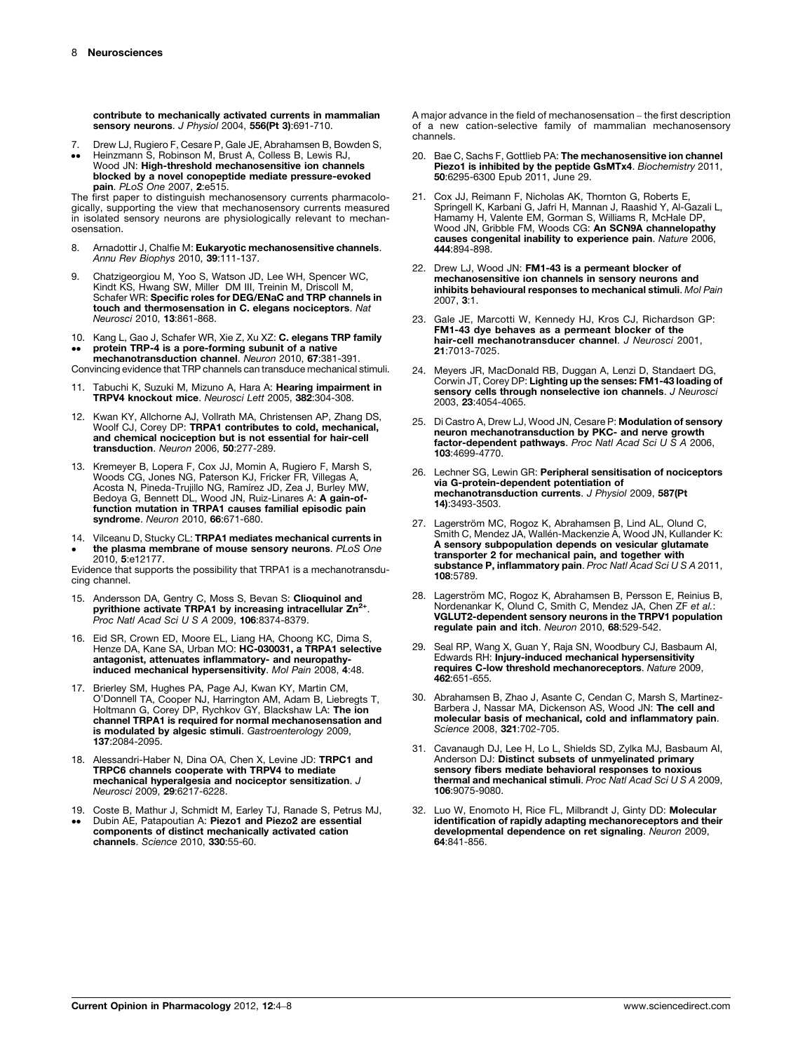**contribute to mechanically activated currents in mammalian sensory neurons**. *J Physiol* 2004, **556(Pt 3)**:691-710.

7. •• Drew LJ, Rugiero F, Cesare P, Gale JE, Abrahamsen B, Bowden S, Heinzmann S, Robinson M, Brust A, Colless B, Lewis RJ, Wood JN: **High-threshold mechanosensitive ion channels blocked by a novel conopeptide mediate pressure-evoked pain**. *PLoS One* 2007, **2**:e515.

The first paper to distinguish mechanosensory currents pharmacologically, supporting the view that mechanosensory currents measured in isolated sensory neurons are physiologically relevant to mechanosensation.

8. Arnadottir J, Chalfie M: **Eukaryotic mechanosensitive channels**. *Annu Rev Biophys* 2010, **39**:111-137.

9. Chatzigeorgiou M, Yoo S, Watson JD, Lee WH, Spencer WC, Kindt KS, Hwang SW, Miller DM III, Treinin M, Driscoll M, Schafer WR: **Specific roles for DEG/ENaC and TRP channels in touch and thermosensation in C. elegans nociceptors**. *Nat Neurosci* 2010, **13**:861-868.

10. •• Kang L, Gao J, Schafer WR, Xie Z, Xu XZ: **C. elegans TRP family protein TRP-4 is a pore-forming subunit of a native mechanotransduction channel**. *Neuron* 2010, **67**:381-391.

Convincing evidence that TRP channels can transduce mechanical stimuli.

11. Tabuchi K, Suzuki M, Mizuno A, Hara A: **Hearing impairment in TRPV4 knockout mice**. *Neurosci Lett* 2005, **382**:304-308.

12. Kwan KY, Allchorne AJ, Vollrath MA, Christensen AP, Zhang DS, Woolf CJ, Corey DP: **TRPA1 contributes to cold, mechanical, and chemical nociception but is not essential for hair-cell transduction**. *Neuron* 2006, **50**:277-289.

13. Kremeyer B, Lopera F, Cox JJ, Momin A, Rugiero F, Marsh S, Woods CG, Jones NG, Paterson KJ, Fricker FR, Villegas A, Acosta N, Pineda-Trujillo NG, Ramírez JD, Zea J, Burley MW, Bedoya G, Bennett DL, Wood JN, Ruiz-Linares A: **A gain-of-function mutation in TRPA1 causes familial episodic pain syndrome**. *Neuron* 2010, **66**:671-680.

14. • Vilceanu D, Stucky CL: **TRPA1 mediates mechanical currents in the plasma membrane of mouse sensory neurons**. *PLoS One* 2010, **5**:e12177.

Evidence that supports the possibility that TRPA1 is a mechanotransducing channel.

15. Andersson DA, Gentry C, Moss S, Bevan S: **Clioquinol and pyrithione activate TRPA1 by increasing intracellular $Zn^{2+}$**. *Proc Natl Acad Sci U S A* 2009, **106**:8374-8379.

16. Eid SR, Crown ED, Moore EL, Liang HA, Choong KC, Dima S, Henze DA, Kane SA, Urban MO: **HC-030031, a TRPA1 selective antagonist, attenuates inflammatory- and neuropathy-induced mechanical hypersensitivity**. *Mol Pain* 2008, **4**:48.

17. Brierley SM, Hughes PA, Page AJ, Kwan KY, Martin CM, O'Donnell TA, Cooper NJ, Harrington AM, Adam B, Liebregts T, Holtmann G, Corey DP, Rychkov GY, Blackshaw LA: **The ion channel TRPA1 is required for normal mechanosensation and is modulated by algesic stimuli**. *Gastroenterology* 2009, **137**:2084-2095.

18. Alessandri-Haber N, Dina OA, Chen X, Levine JD: **TRPC1 and TRPC6 channels cooperate with TRPV4 to mediate mechanical hyperalgesia and nociceptor sensitization**. *J Neurosci* 2009, **29**:6217-6228.

19. •• Coste B, Mathur J, Schmidt M, Earley TJ, Ranade S, Petrus MJ, Dubin AE, Patapoutian A: **Piezo1 and Piezo2 are essential components of distinct mechanically activated cation channels**. *Science* 2010, **330**:55-60.

A major advance in the field of mechanosensation – the first description of a new cation-selective family of mammalian mechanosensory channels.

20. Bae C, Sachs F, Gottlieb PA: **The mechanosensitive ion channel Piezo1 is inhibited by the peptide GsMTx4**. *Biochemistry* 2011, **50**:6295-6300 Epub 2011, June 29.

21. Cox JJ, Reimann F, Nicholas AK, Thornton G, Roberts E, Springell K, Karbani G, Jafri H, Mannan J, Raashid Y, Al-Gazali L, Hamamy H, Valente EM, Gorman S, Williams R, McHale DP, Wood JN, Gribble FM, Woods CG: **An SCN9A channelopathy causes congenital inability to experience pain**. *Nature* 2006, **444**:894-898.

22. Drew LJ, Wood JN: **FM1-43 is a permeant blocker of mechanosensitive ion channels in sensory neurons and inhibits behavioural responses to mechanical stimuli**. *Mol Pain* 2007, **3**:1.

23. Gale JE, Marcotti W, Kennedy HJ, Kros CJ, Richardson GP: **FM1-43 dye behaves as a permeant blocker of the hair-cell mechanotransducer channel**. *J Neurosci* 2001, **21**:7013-7025.

24. Meyers JR, MacDonald RB, Duggan A, Lenzi D, Standaert DG, Corwin JT, Corey DP: **Lighting up the senses: FM1-43 loading of sensory cells through nonselective ion channels**. *J Neurosci* 2003, **23**:4054-4065.

25. Di Castro A, Drew LJ, Wood JN, Cesare P: **Modulation of sensory neuron mechanotransduction by PKC- and nerve growth factor-dependent pathways**. *Proc Natl Acad Sci U S A* 2006, **103**:4699-4770.

26. Lechner SG, Lewin GR: **Peripheral sensitisation of nociceptors via G-protein-dependent potentiation of mechanotransduction currents**. *J Physiol* 2009, **587(Pt 14)**:3493-3503.

27. Lagerström MC, Rogoz K, Abrahamsen B, Lind AL, Olund C, Smith C, Mendez JA, Wallén-Mackenzie Å, Wood JN, Kullander K: **A sensory subpopulation depends on vesicular glutamate transporter 2 for mechanical pain, and together with substance P, inflammatory pain**. *Proc Natl Acad Sci U S A* 2011, **108**:5789.

28. Lagerström MC, Rogoz K, Abrahamsen B, Persson E, Reinius B, Nordenankar K, Olund C, Smith C, Mendez JA, Chen ZF *et al.*: **VGLUT2-dependent sensory neurons in the TRPV1 population regulate pain and itch**. *Neuron* 2010, **68**:529-542.

29. Seal RP, Wang X, Guan Y, Raja SN, Woodbury CJ, Basbaum AI, Edwards RH: **Injury-induced mechanical hypersensitivity requires C-low threshold mechanoreceptors**. *Nature* 2009, **462**:651-655.

30. Abrahamsen B, Zhao J, Asante C, Cendan C, Marsh S, Martinez-Barbera J, Nassar MA, Dickenson AS, Wood JN: **The cell and molecular basis of mechanical, cold and inflammatory pain**. *Science* 2008, **321**:702-705.

31. Cavanaugh DJ, Lee H, Lo L, Shields SD, Zylka MJ, Basbaum AI, Anderson DJ: **Distinct subsets of unmyelinated primary sensory fibers mediate behavioral responses to noxious thermal and mechanical stimuli**. *Proc Natl Acad Sci U S A* 2009, **106**:9075-9080.

32. Luo W, Enomoto H, Rice FL, Milbrandt J, Ginty DD: **Molecular identification of rapidly adapting mechanoreceptors and their developmental dependence on ret signaling**. *Neuron* 2009, **64**:841-856.